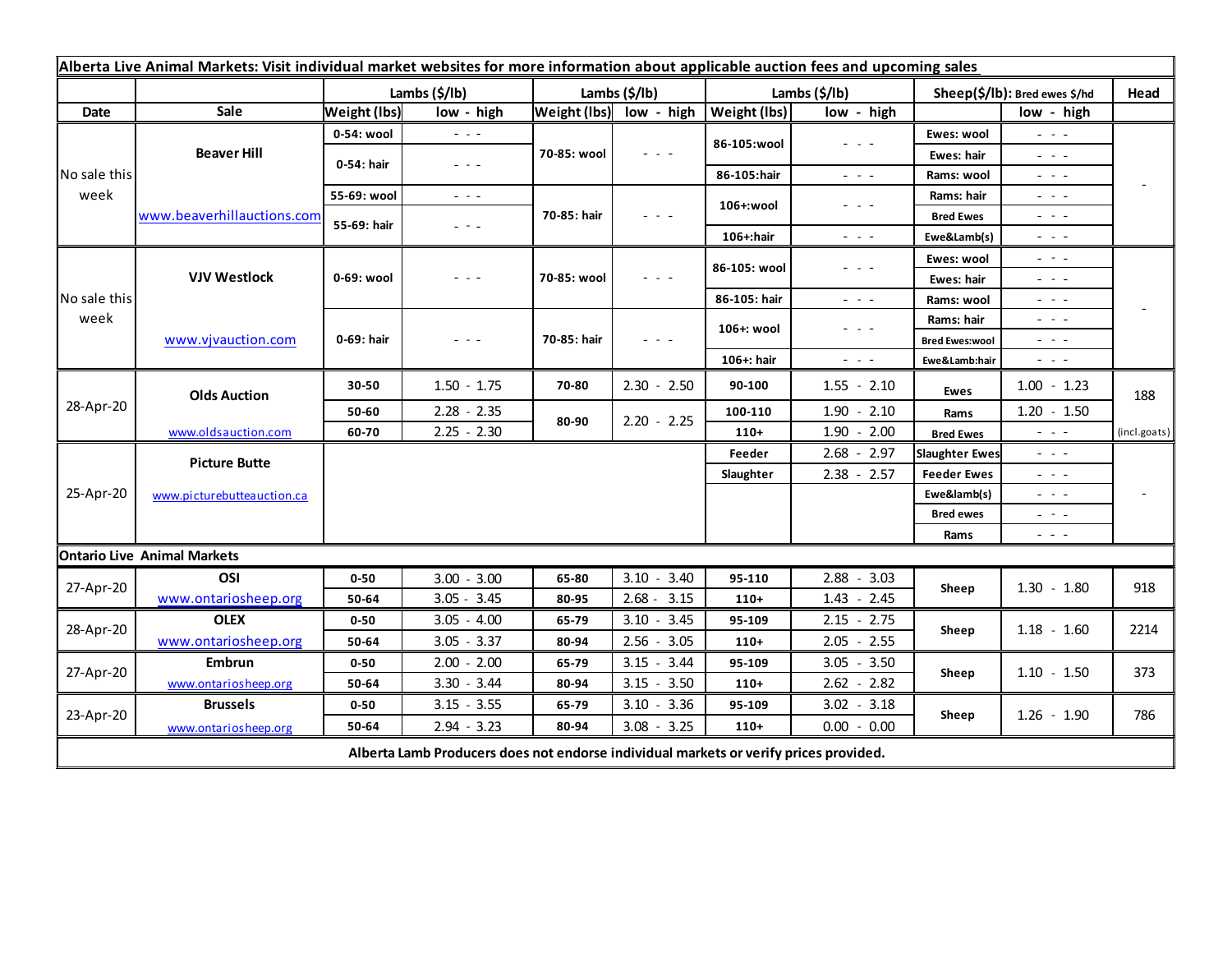**Alberta Live Animal Markets: Visit individual market websites for more information about applicable auction fees and upcoming sales**

| Date | Sale | Lambs ($/lb) | | Lambs ($/lb) | | Lambs ($/lb) | | Sheep($/lb): Bred ewes $/hd | | Head |
|---|---|---|---|---|---|---|---|---|---|---|
| | | Weight (lbs) | low - high | Weight (lbs) | low - high | Weight (lbs) | low - high | | low - high | |
| No sale this week | Beaver Hill | 0-54: wool | - - - | 70-85: wool | - - - | 86-105:wool | - - - | Ewes: wool | - - - | - |
| | | 0-54: hair | - - - | | | | | Ewes: hair | - - - | |
| | | | | | | 86-105:hair | - - - | Rams: wool | - - - | |
| | www.beaverhillauctions.com | 55-69: wool | - - - | 70-85: hair | - - - | 106+:wool | - - - | Rams: hair | - - - | |
| | | 55-69: hair | - - - | | | | | Bred Ewes | - - - | |
| | | | | | | 106+:hair | - - - | Ewe&Lamb(s) | - - - | |
| No sale this week | VJV Westlock | 0-69: wool | - - - | 70-85: wool | - - - | 86-105: wool | - - - | Ewes: wool | - - - | - |
| | | | | | | | | Ewes: hair | - - - | |
| | | | | | | 86-105: hair | - - - | Rams: wool | - - - | |
| | www.vjvauction.com | 0-69: hair | - - - | 70-85: hair | - - - | 106+: wool | - - - | Rams: hair | - - - | |
| | | | | | | | | Bred Ewes:wool | - - - | |
| | | | | | | 106+: hair | - - - | Ewe&Lamb:hair | - - - | |
| 28-Apr-20 | Olds Auction | 30-50 | 1.50 - 1.75 | 70-80 | 2.30 - 2.50 | 90-100 | 1.55 - 2.10 | Ewes | 1.00 - 1.23 | 188 |
| | | 50-60 | 2.28 - 2.35 | 80-90 | 2.20 - 2.25 | 100-110 | 1.90 - 2.10 | Rams | 1.20 - 1.50 | |
| | www.oldsauction.com | 60-70 | 2.25 - 2.30 | | | 110+ | 1.90 - 2.00 | Bred Ewes | - - - | (incl.goats) |
| 25-Apr-20 | Picture Butte | | | | | Feeder | 2.68 - 2.97 | Slaughter Ewes | - - - | - |
| | | | | | | Slaughter | 2.38 - 2.57 | Feeder Ewes | - - - | |
| | www.picturebutteauction.ca | | | | | | | Ewe&lamb(s) | - - - | |
| | | | | | | | | Bred ewes | - - - | |
| | | | | | | | | Rams | - - - | |

**Ontario Live Animal Markets**

| Date | Sale | Weight (lbs) | low - high | Weight (lbs) | low - high | Weight (lbs) | low - high | | low - high | Head |
|---|---|---|---|---|---|---|---|---|---|---|
| 27-Apr-20 | OSI | 0-50 | 3.00 - 3.00 | 65-80 | 3.10 - 3.40 | 95-110 | 2.88 - 3.03 | Sheep | 1.30 - 1.80 | 918 |
| | www.ontariosheep.org | 50-64 | 3.05 - 3.45 | 80-95 | 2.68 - 3.15 | 110+ | 1.43 - 2.45 | | | |
| 28-Apr-20 | OLEX | 0-50 | 3.05 - 4.00 | 65-79 | 3.10 - 3.45 | 95-109 | 2.15 - 2.75 | Sheep | 1.18 - 1.60 | 2214 |
| | www.ontariosheep.org | 50-64 | 3.05 - 3.37 | 80-94 | 2.56 - 3.05 | 110+ | 2.05 - 2.55 | | | |
| 27-Apr-20 | Embrun | 0-50 | 2.00 - 2.00 | 65-79 | 3.15 - 3.44 | 95-109 | 3.05 - 3.50 | Sheep | 1.10 - 1.50 | 373 |
| | www.ontariosheep.org | 50-64 | 3.30 - 3.44 | 80-94 | 3.15 - 3.50 | 110+ | 2.62 - 2.82 | | | |
| 23-Apr-20 | Brussels | 0-50 | 3.15 - 3.55 | 65-79 | 3.10 - 3.36 | 95-109 | 3.02 - 3.18 | Sheep | 1.26 - 1.90 | 786 |
| | www.ontariosheep.org | 50-64 | 2.94 - 3.23 | 80-94 | 3.08 - 3.25 | 110+ | 0.00 - 0.00 | | | |

**Alberta Lamb Producers does not endorse individual markets or verify prices provided.**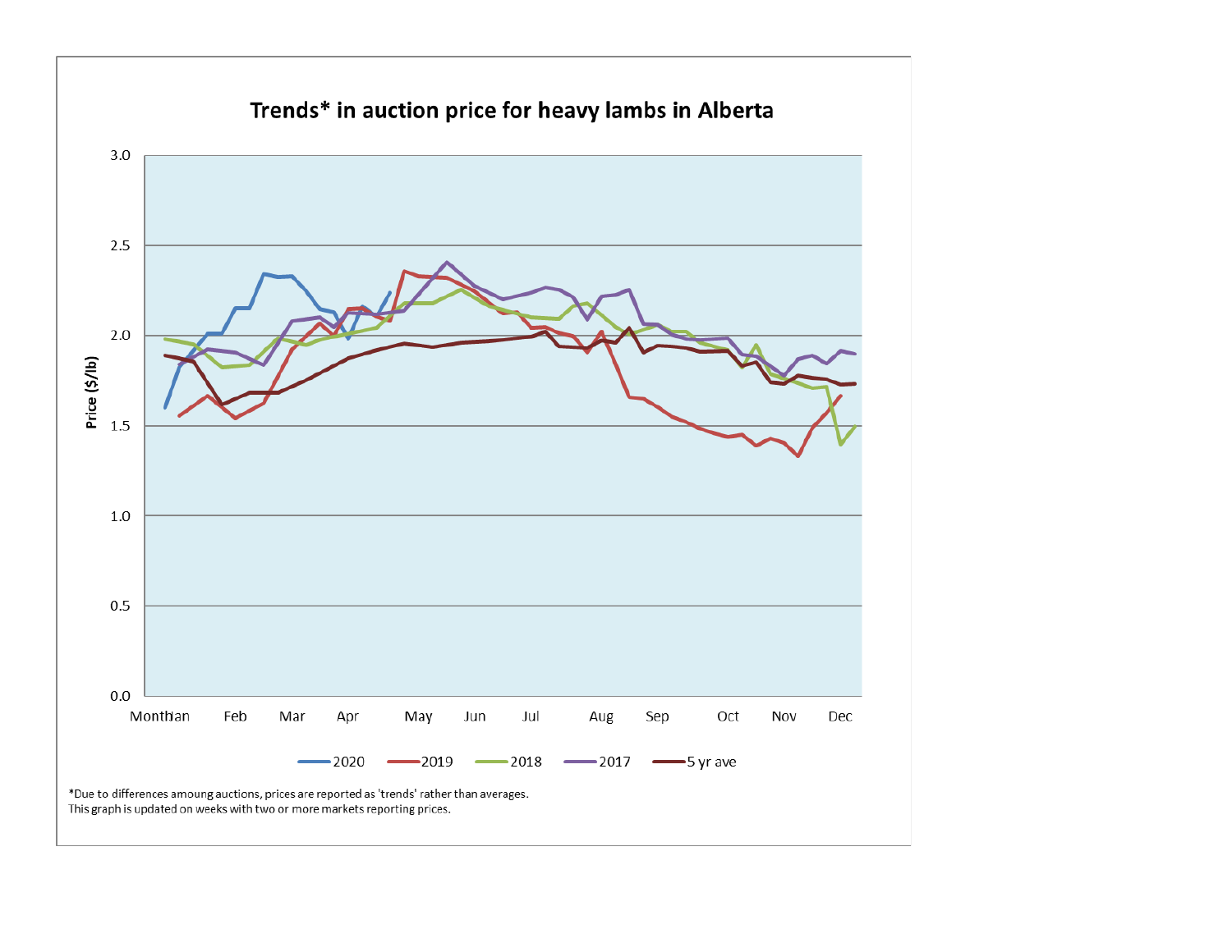## Trends* in auction price for heavy lambs in Alberta

Price ($/lb)

3.0
2.5
2.0
1.5
1.0
0.5
0.0

Month Jan Feb Mar Apr May Jun Jul Aug Sep Oct Nov Dec

2020 2019 2018 2017 5 yr ave

*Due to differences amoung auctions, prices are reported as 'trends' rather than averages.
This graph is updated on weeks with two or more markets reporting prices.